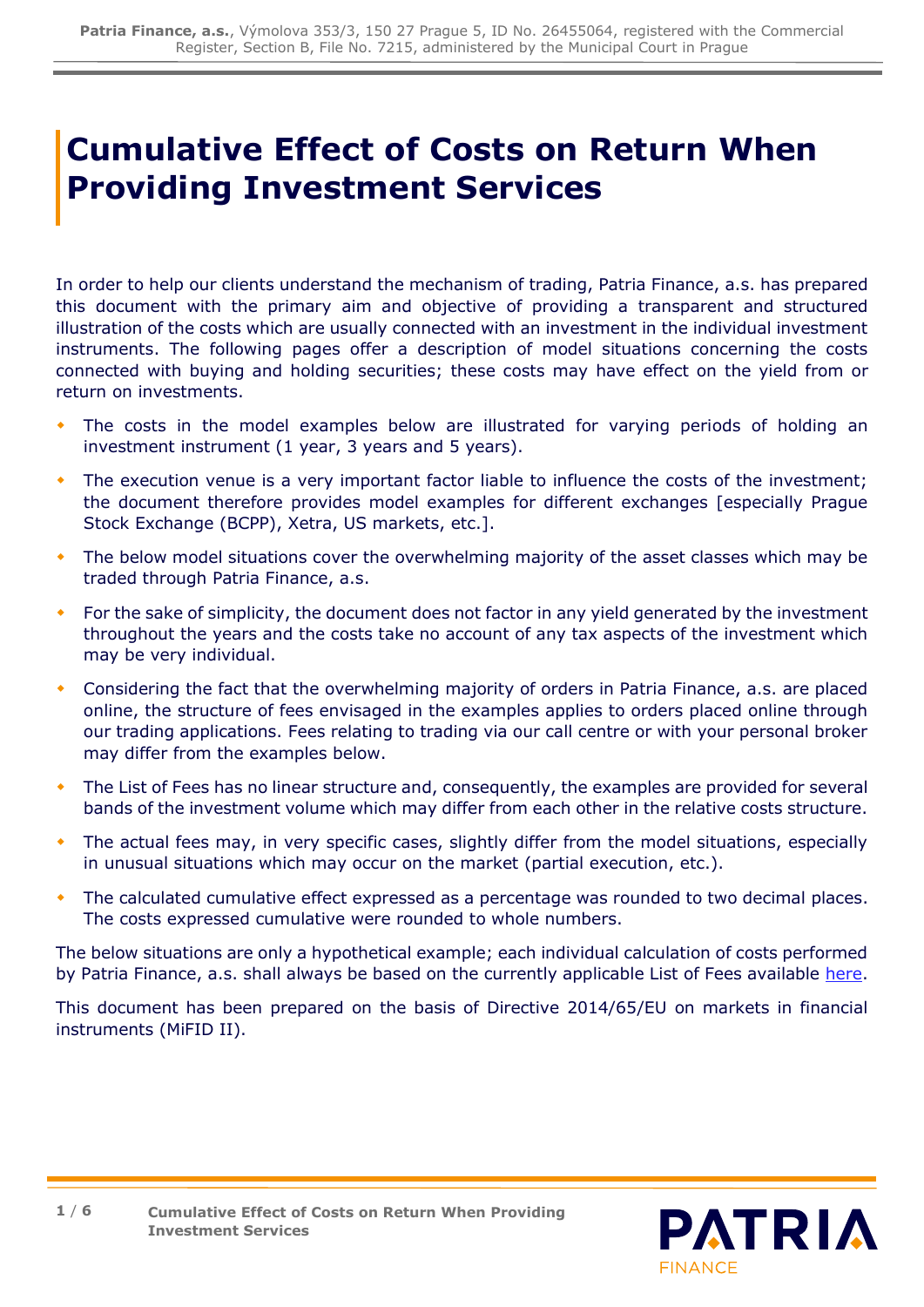# Cumulative Effect of Costs on Return When Providing Investment Services

In order to help our clients understand the mechanism of trading, Patria Finance, a.s. has prepared this document with the primary aim and objective of providing a transparent and structured illustration of the costs which are usually connected with an investment in the individual investment instruments. The following pages offer a description of model situations concerning the costs connected with buying and holding securities; these costs may have effect on the yield from or return on investments.

- The costs in the model examples below are illustrated for varying periods of holding an investment instrument (1 year, 3 years and 5 years).
- The execution venue is a very important factor liable to influence the costs of the investment; the document therefore provides model examples for different exchanges [especially Prague Stock Exchange (BCPP), Xetra, US markets, etc.].
- The below model situations cover the overwhelming majority of the asset classes which may be traded through Patria Finance, a.s.
- For the sake of simplicity, the document does not factor in any yield generated by the investment throughout the years and the costs take no account of any tax aspects of the investment which may be very individual.
- Considering the fact that the overwhelming majority of orders in Patria Finance, a.s. are placed online, the structure of fees envisaged in the examples applies to orders placed online through our trading applications. Fees relating to trading via our call centre or with your personal broker may differ from the examples below.
- The List of Fees has no linear structure and, consequently, the examples are provided for several bands of the investment volume which may differ from each other in the relative costs structure.
- The actual fees may, in very specific cases, slightly differ from the model situations, especially in unusual situations which may occur on the market (partial execution, etc.).
- The calculated cumulative effect expressed as a percentage was rounded to two decimal places. The costs expressed cumulative were rounded to whole numbers.

The below situations are only a hypothetical example; each individual calculation of costs performed by Patria Finance, a.s. shall always be based on the currently applicable List of Fees available here.

This document has been prepared on the basis of Directive 2014/65/EU on markets in financial instruments (MiFID II).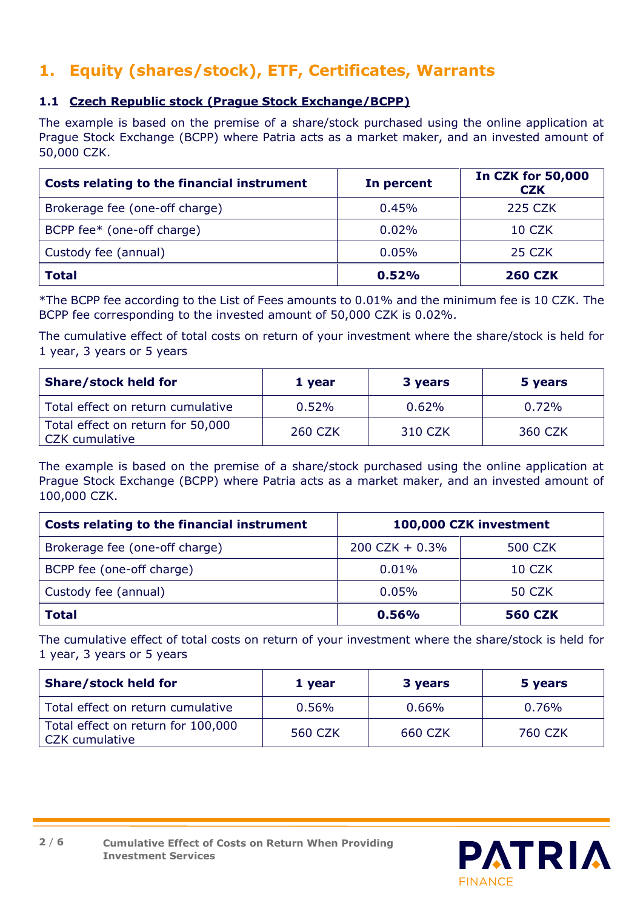# 1. Equity (shares/stock), ETF, Certificates, Warrants

## 1.1 Czech Republic stock (Prague Stock Exchange/BCPP)

The example is based on the premise of a share/stock purchased using the online application at Prague Stock Exchange (BCPP) where Patria acts as a market maker, and an invested amount of 50,000 CZK.

| Costs relating to the financial instrument | In percent | In CZK for 50,000 CZK |
|---|---|---|
| Brokerage fee (one-off charge) | 0.45% | 225 CZK |
| BCPP fee* (one-off charge) | 0.02% | 10 CZK |
| Custody fee (annual) | 0.05% | 25 CZK |
| **Total** | **0.52%** | **260 CZK** |

*The BCPP fee according to the List of Fees amounts to 0.01% and the minimum fee is 10 CZK. The BCPP fee corresponding to the invested amount of 50,000 CZK is 0.02%.

The cumulative effect of total costs on return of your investment where the share/stock is held for 1 year, 3 years or 5 years

| Share/stock held for | 1 year | 3 years | 5 years |
|---|---|---|---|
| Total effect on return cumulative | 0.52% | 0.62% | 0.72% |
| Total effect on return for 50,000 CZK cumulative | 260 CZK | 310 CZK | 360 CZK |

The example is based on the premise of a share/stock purchased using the online application at Prague Stock Exchange (BCPP) where Patria acts as a market maker, and an invested amount of 100,000 CZK.

| Costs relating to the financial instrument | 100,000 CZK investment | |
|---|---|---|
| Brokerage fee (one-off charge) | 200 CZK + 0.3% | 500 CZK |
| BCPP fee (one-off charge) | 0.01% | 10 CZK |
| Custody fee (annual) | 0.05% | 50 CZK |
| **Total** | **0.56%** | **560 CZK** |

The cumulative effect of total costs on return of your investment where the share/stock is held for 1 year, 3 years or 5 years

| Share/stock held for | 1 year | 3 years | 5 years |
|---|---|---|---|
| Total effect on return cumulative | 0.56% | 0.66% | 0.76% |
| Total effect on return for 100,000 CZK cumulative | 560 CZK | 660 CZK | 760 CZK |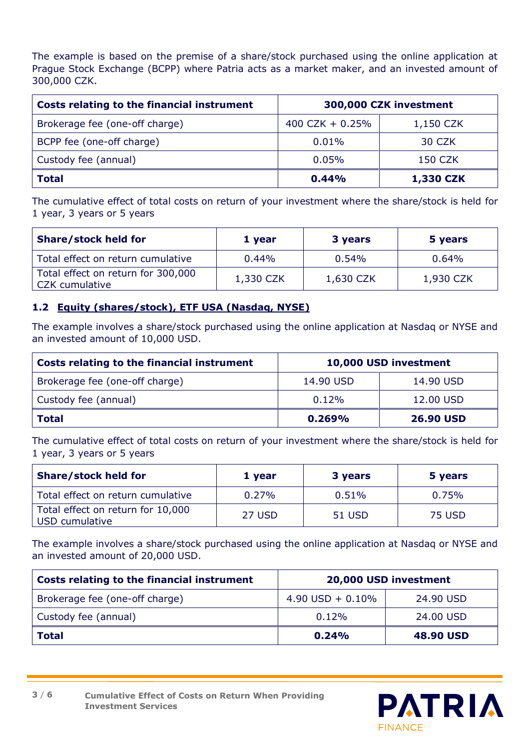The example is based on the premise of a share/stock purchased using the online application at Prague Stock Exchange (BCPP) where Patria acts as a market maker, and an invested amount of 300,000 CZK.

| Costs relating to the financial instrument | 300,000 CZK investment | |
|---|---|---|
| Brokerage fee (one-off charge) | 400 CZK + 0.25% | 1,150 CZK |
| BCPP fee (one-off charge) | 0.01% | 30 CZK |
| Custody fee (annual) | 0.05% | 150 CZK |
| **Total** | **0.44%** | **1,330 CZK** |

The cumulative effect of total costs on return of your investment where the share/stock is held for 1 year, 3 years or 5 years

| Share/stock held for | 1 year | 3 years | 5 years |
|---|---|---|---|
| Total effect on return cumulative | 0.44% | 0.54% | 0.64% |
| Total effect on return for 300,000 CZK cumulative | 1,330 CZK | 1,630 CZK | 1,930 CZK |

### 1.2 Equity (shares/stock), ETF USA (Nasdaq, NYSE)

The example involves a share/stock purchased using the online application at Nasdaq or NYSE and an invested amount of 10,000 USD.

| Costs relating to the financial instrument | 10,000 USD investment | |
|---|---|---|
| Brokerage fee (one-off charge) | 14.90 USD | 14.90 USD |
| Custody fee (annual) | 0.12% | 12.00 USD |
| **Total** | **0.269%** | **26.90 USD** |

The cumulative effect of total costs on return of your investment where the share/stock is held for 1 year, 3 years or 5 years

| Share/stock held for | 1 year | 3 years | 5 years |
|---|---|---|---|
| Total effect on return cumulative | 0.27% | 0.51% | 0.75% |
| Total effect on return for 10,000 USD cumulative | 27 USD | 51 USD | 75 USD |

The example involves a share/stock purchased using the online application at Nasdaq or NYSE and an invested amount of 20,000 USD.

| Costs relating to the financial instrument | 20,000 USD investment | |
|---|---|---|
| Brokerage fee (one-off charge) | 4.90 USD + 0.10% | 24.90 USD |
| Custody fee (annual) | 0.12% | 24.00 USD |
| **Total** | **0.24%** | **48.90 USD** |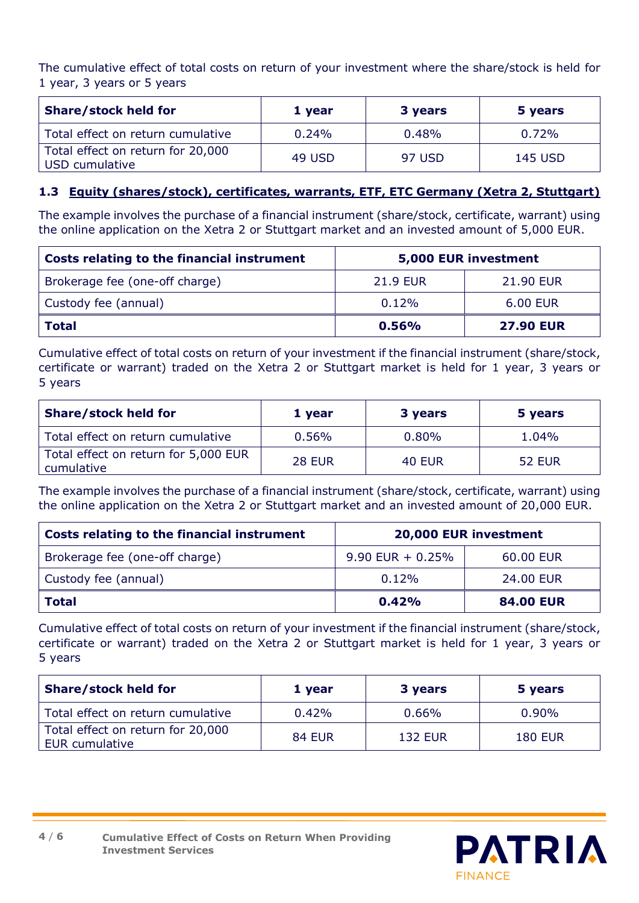The cumulative effect of total costs on return of your investment where the share/stock is held for 1 year, 3 years or 5 years

| Share/stock held for | 1 year | 3 years | 5 years |
|---|---|---|---|
| Total effect on return cumulative | 0.24% | 0.48% | 0.72% |
| Total effect on return for 20,000 USD cumulative | 49 USD | 97 USD | 145 USD |

### 1.3 Equity (shares/stock), certificates, warrants, ETF, ETC Germany (Xetra 2, Stuttgart)

The example involves the purchase of a financial instrument (share/stock, certificate, warrant) using the online application on the Xetra 2 or Stuttgart market and an invested amount of 5,000 EUR.

| Costs relating to the financial instrument | 5,000 EUR investment | |
|---|---|---|
| Brokerage fee (one-off charge) | 21.9 EUR | 21.90 EUR |
| Custody fee (annual) | 0.12% | 6.00 EUR |
| **Total** | **0.56%** | **27.90 EUR** |

Cumulative effect of total costs on return of your investment if the financial instrument (share/stock, certificate or warrant) traded on the Xetra 2 or Stuttgart market is held for 1 year, 3 years or 5 years

| Share/stock held for | 1 year | 3 years | 5 years |
|---|---|---|---|
| Total effect on return cumulative | 0.56% | 0.80% | 1.04% |
| Total effect on return for 5,000 EUR cumulative | 28 EUR | 40 EUR | 52 EUR |

The example involves the purchase of a financial instrument (share/stock, certificate, warrant) using the online application on the Xetra 2 or Stuttgart market and an invested amount of 20,000 EUR.

| Costs relating to the financial instrument | 20,000 EUR investment | |
|---|---|---|
| Brokerage fee (one-off charge) | 9.90 EUR + 0.25% | 60.00 EUR |
| Custody fee (annual) | 0.12% | 24.00 EUR |
| **Total** | **0.42%** | **84.00 EUR** |

Cumulative effect of total costs on return of your investment if the financial instrument (share/stock, certificate or warrant) traded on the Xetra 2 or Stuttgart market is held for 1 year, 3 years or 5 years

| Share/stock held for | 1 year | 3 years | 5 years |
|---|---|---|---|
| Total effect on return cumulative | 0.42% | 0.66% | 0.90% |
| Total effect on return for 20,000 EUR cumulative | 84 EUR | 132 EUR | 180 EUR |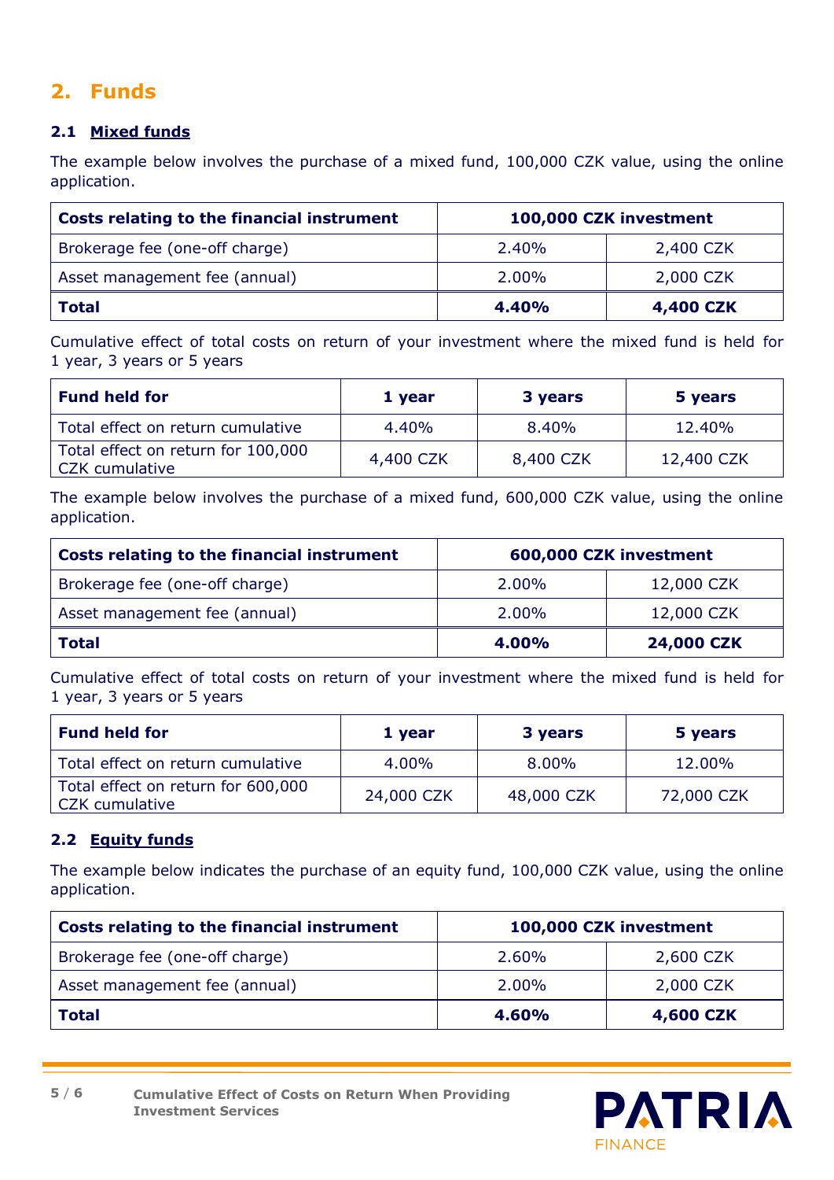## 2. Funds

### 2.1 Mixed funds

The example below involves the purchase of a mixed fund, 100,000 CZK value, using the online application.

| Costs relating to the financial instrument | 100,000 CZK investment | |
|---|---|---|
| Brokerage fee (one-off charge) | 2.40% | 2,400 CZK |
| Asset management fee (annual) | 2.00% | 2,000 CZK |
| **Total** | **4.40%** | **4,400 CZK** |

Cumulative effect of total costs on return of your investment where the mixed fund is held for 1 year, 3 years or 5 years

| Fund held for | 1 year | 3 years | 5 years |
|---|---|---|---|
| Total effect on return cumulative | 4.40% | 8.40% | 12.40% |
| Total effect on return for 100,000 CZK cumulative | 4,400 CZK | 8,400 CZK | 12,400 CZK |

The example below involves the purchase of a mixed fund, 600,000 CZK value, using the online application.

| Costs relating to the financial instrument | 600,000 CZK investment | |
|---|---|---|
| Brokerage fee (one-off charge) | 2.00% | 12,000 CZK |
| Asset management fee (annual) | 2.00% | 12,000 CZK |
| **Total** | **4.00%** | **24,000 CZK** |

Cumulative effect of total costs on return of your investment where the mixed fund is held for 1 year, 3 years or 5 years

| Fund held for | 1 year | 3 years | 5 years |
|---|---|---|---|
| Total effect on return cumulative | 4.00% | 8.00% | 12.00% |
| Total effect on return for 600,000 CZK cumulative | 24,000 CZK | 48,000 CZK | 72,000 CZK |

### 2.2 Equity funds

The example below indicates the purchase of an equity fund, 100,000 CZK value, using the online application.

| Costs relating to the financial instrument | 100,000 CZK investment | |
|---|---|---|
| Brokerage fee (one-off charge) | 2.60% | 2,600 CZK |
| Asset management fee (annual) | 2.00% | 2,000 CZK |
| **Total** | **4.60%** | **4,600 CZK** |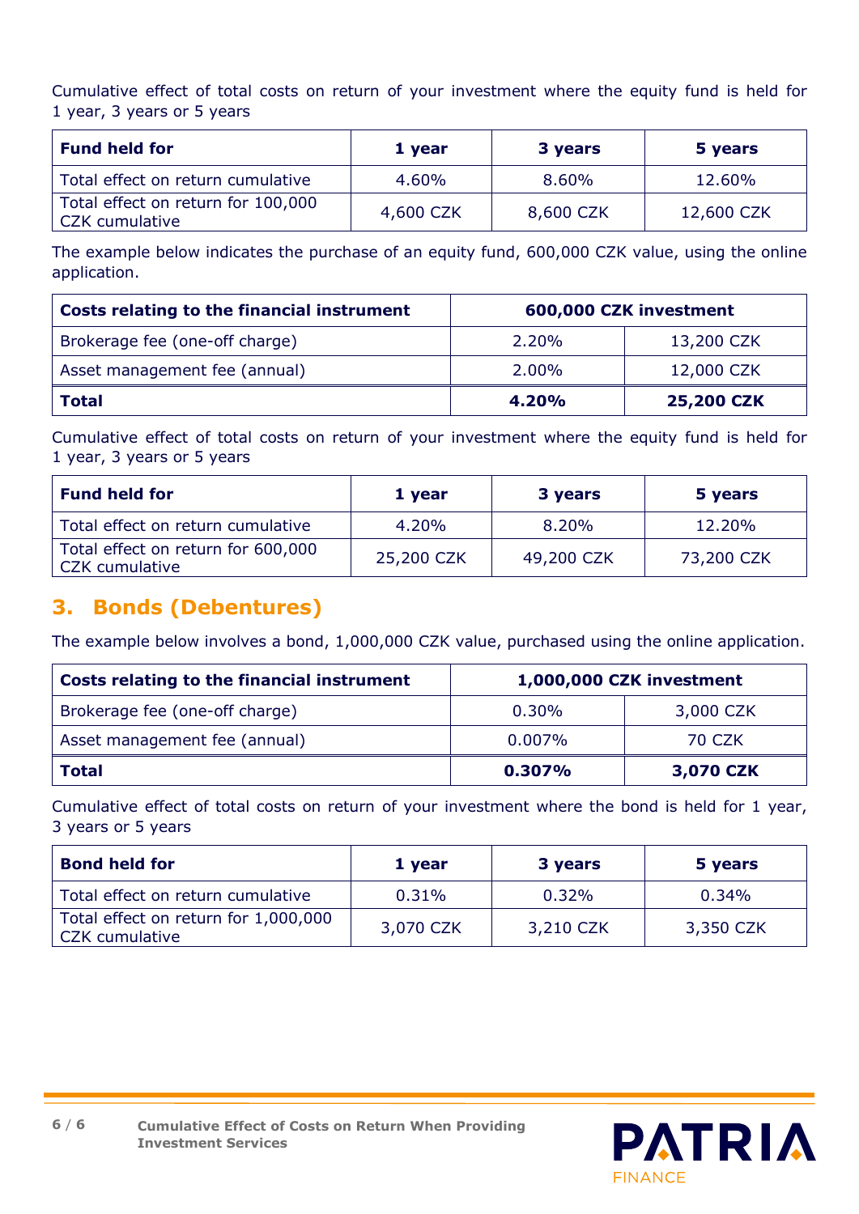Cumulative effect of total costs on return of your investment where the equity fund is held for 1 year, 3 years or 5 years

| Fund held for | 1 year | 3 years | 5 years |
| --- | --- | --- | --- |
| Total effect on return cumulative | 4.60% | 8.60% | 12.60% |
| Total effect on return for 100,000 CZK cumulative | 4,600 CZK | 8,600 CZK | 12,600 CZK |

The example below indicates the purchase of an equity fund, 600,000 CZK value, using the online application.

| Costs relating to the financial instrument | 600,000 CZK investment | |
| --- | --- | --- |
| Brokerage fee (one-off charge) | 2.20% | 13,200 CZK |
| Asset management fee (annual) | 2.00% | 12,000 CZK |
| **Total** | **4.20%** | **25,200 CZK** |

Cumulative effect of total costs on return of your investment where the equity fund is held for 1 year, 3 years or 5 years

| Fund held for | 1 year | 3 years | 5 years |
| --- | --- | --- | --- |
| Total effect on return cumulative | 4.20% | 8.20% | 12.20% |
| Total effect on return for 600,000 CZK cumulative | 25,200 CZK | 49,200 CZK | 73,200 CZK |

## 3. Bonds (Debentures)

The example below involves a bond, 1,000,000 CZK value, purchased using the online application.

| Costs relating to the financial instrument | 1,000,000 CZK investment | |
| --- | --- | --- |
| Brokerage fee (one-off charge) | 0.30% | 3,000 CZK |
| Asset management fee (annual) | 0.007% | 70 CZK |
| **Total** | **0.307%** | **3,070 CZK** |

Cumulative effect of total costs on return of your investment where the bond is held for 1 year, 3 years or 5 years

| Bond held for | 1 year | 3 years | 5 years |
| --- | --- | --- | --- |
| Total effect on return cumulative | 0.31% | 0.32% | 0.34% |
| Total effect on return for 1,000,000 CZK cumulative | 3,070 CZK | 3,210 CZK | 3,350 CZK |